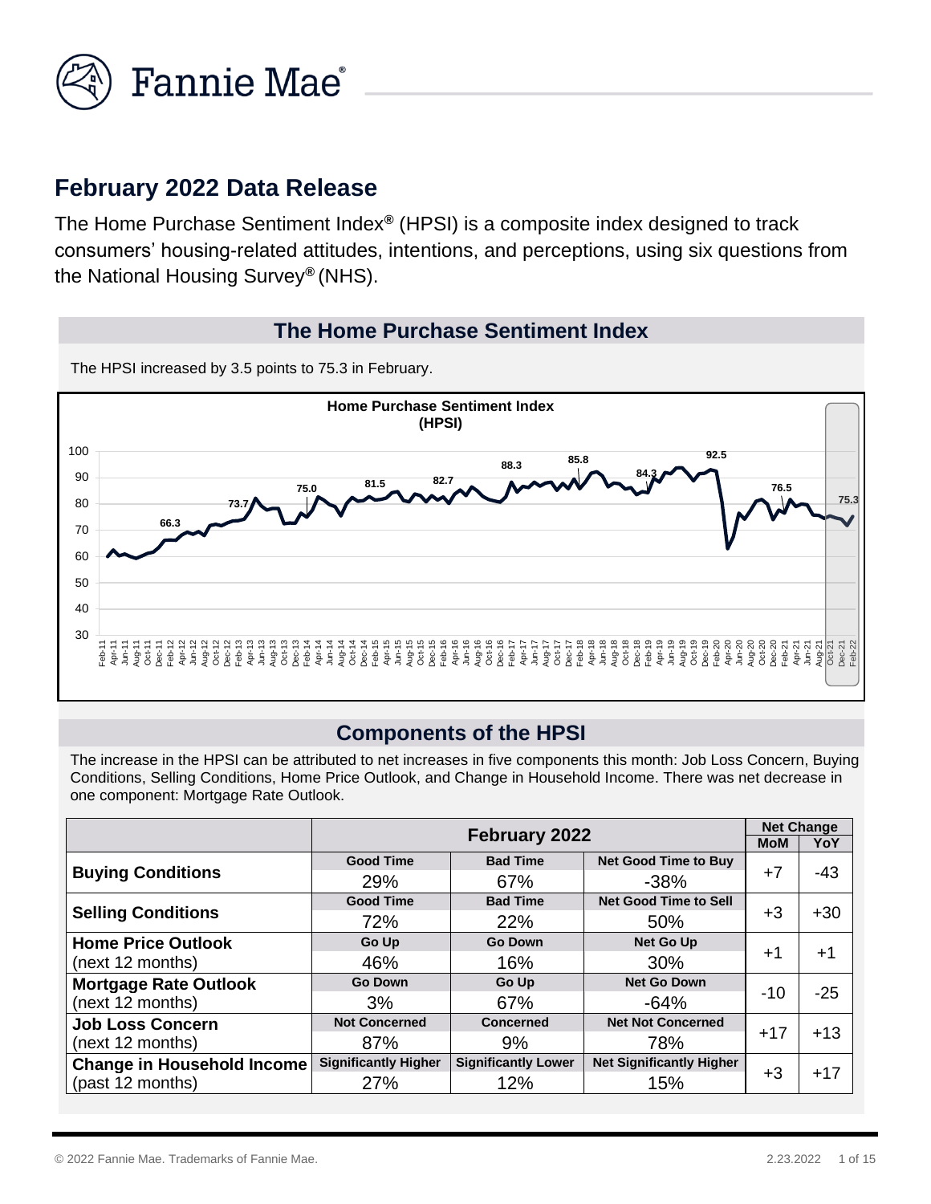Fannie Mae

# February 2022 Data Release

The Home Purchase Sentiment Index® (HPSI) is a composite index designed to track consumers' housing-related attitudes, intentions, and perceptions, using six questions from the National Housing Survey® (NHS).

## The Home Purchase Sentiment Index

The HPSI increased by 3.5 points to 75.3 in February.

## Components of the HPSI

The increase in the HPSI can be attributed to net increases in five components this month: Job Loss Concern, Buying Conditions, Selling Conditions, Home Price Outlook, and Change in Household Income. There was net decrease in one component: Mortgage Rate Outlook.

| | February 2022 | | | Net Change | |
|---|---|---|---|---|---|
| | | | | MoM | YoY |
| **Buying Conditions** | Good Time | Bad Time | Net Good Time to Buy | +7 | -43 |
| | 29% | 67% | -38% | | |
| **Selling Conditions** | Good Time | Bad Time | Net Good Time to Sell | +3 | +30 |
| | 72% | 22% | 50% | | |
| **Home Price Outlook** (next 12 months) | Go Up | Go Down | Net Go Up | +1 | +1 |
| | 46% | 16% | 30% | | |
| **Mortgage Rate Outlook** (next 12 months) | Go Down | Go Up | Net Go Down | -10 | -25 |
| | 3% | 67% | -64% | | |
| **Job Loss Concern** (next 12 months) | Not Concerned | Concerned | Net Not Concerned | +17 | +13 |
| | 87% | 9% | 78% | | |
| **Change in Household Income** (past 12 months) | Significantly Higher | Significantly Lower | Net Significantly Higher | +3 | +17 |
| | 27% | 12% | 15% | | |

© 2022 Fannie Mae. Trademarks of Fannie Mae. 2.23.2022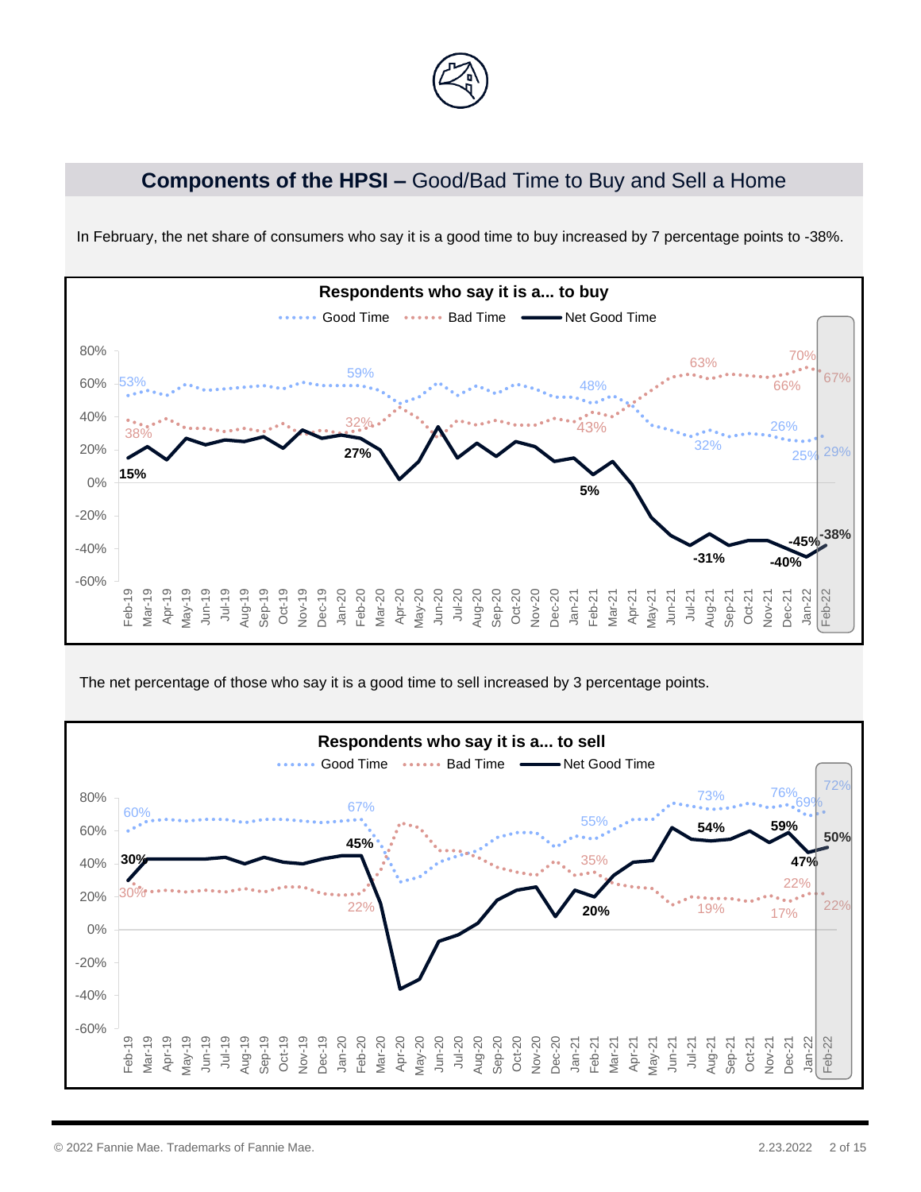## **Components of the HPSI –** Good/Bad Time to Buy and Sell a Home

In February, the net share of consumers who say it is a good time to buy increased by 7 percentage points to -38%.

**Respondents who say it is a... to buy**

Good Time | Bad Time | Net Good Time

The net percentage of those who say it is a good time to sell increased by 3 percentage points.

**Respondents who say it is a... to sell**

Good Time | Bad Time | Net Good Time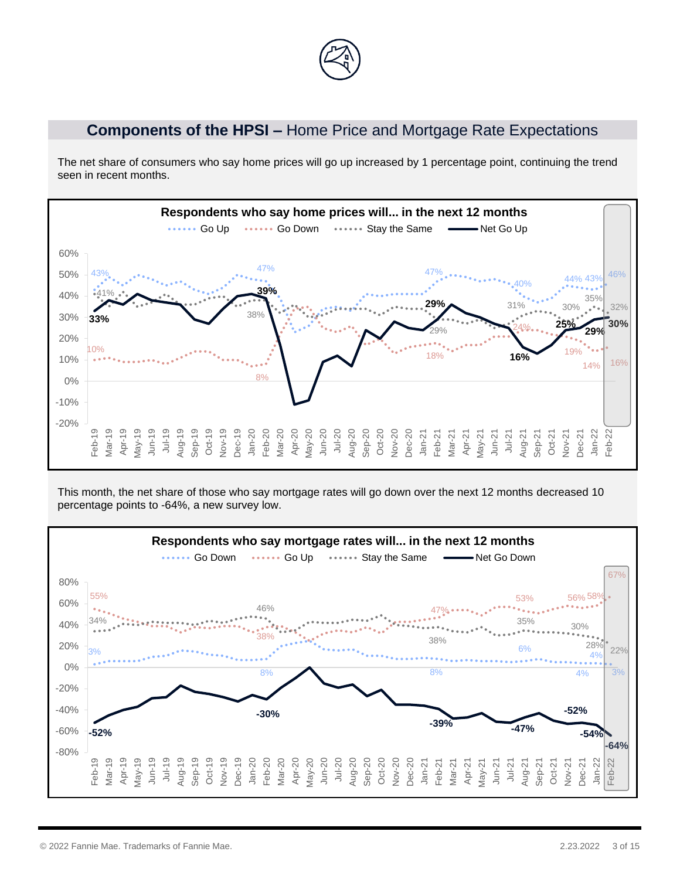## **Components of the HPSI –** Home Price and Mortgage Rate Expectations

The net share of consumers who say home prices will go up increased by 1 percentage point, continuing the trend seen in recent months.

This month, the net share of those who say mortgage rates will go down over the next 12 months decreased 10 percentage points to -64%, a new survey low.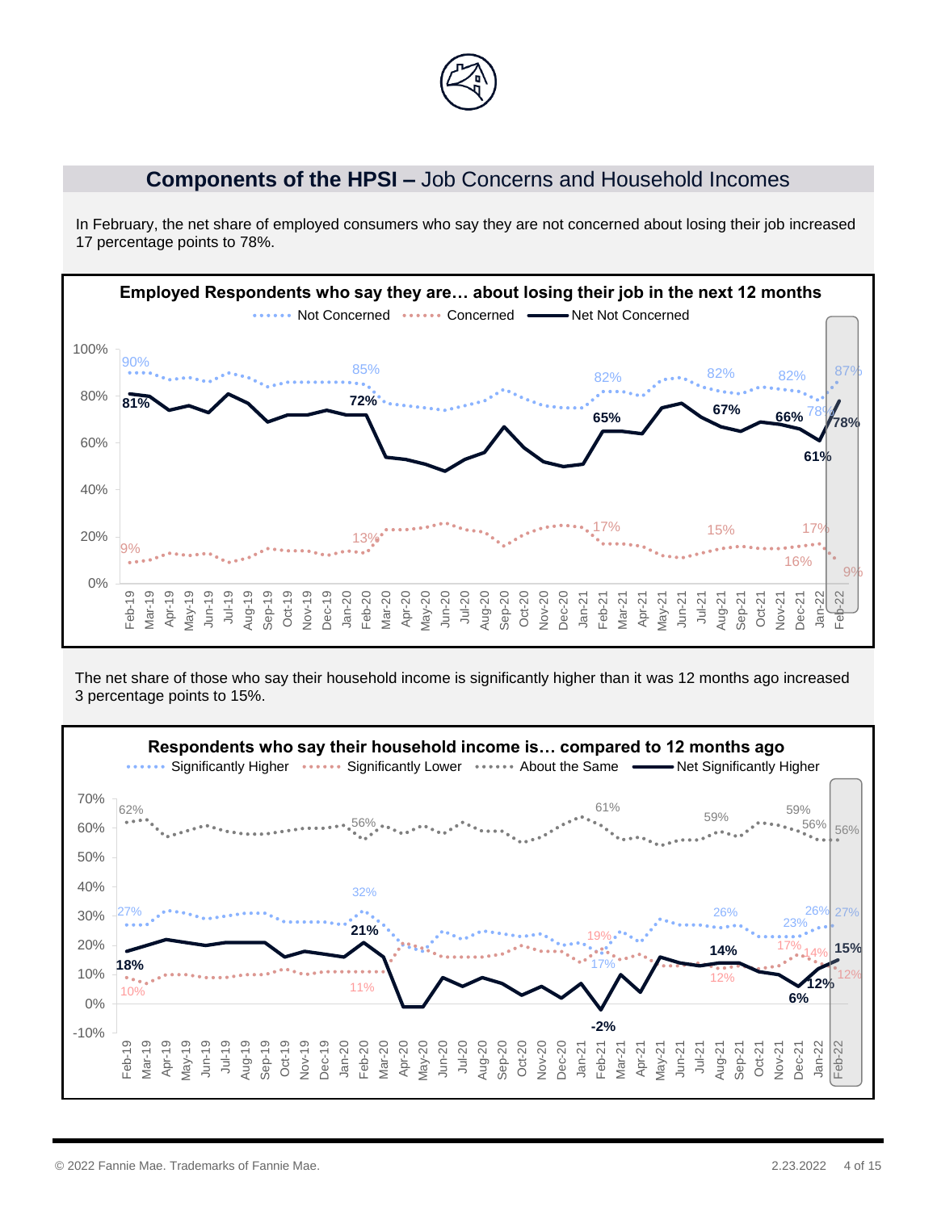## **Components of the HPSI –** Job Concerns and Household Incomes

In February, the net share of employed consumers who say they are not concerned about losing their job increased 17 percentage points to 78%.

**Employed Respondents who say they are… about losing their job in the next 12 months**

The net share of those who say their household income is significantly higher than it was 12 months ago increased 3 percentage points to 15%.

**Respondents who say their household income is… compared to 12 months ago**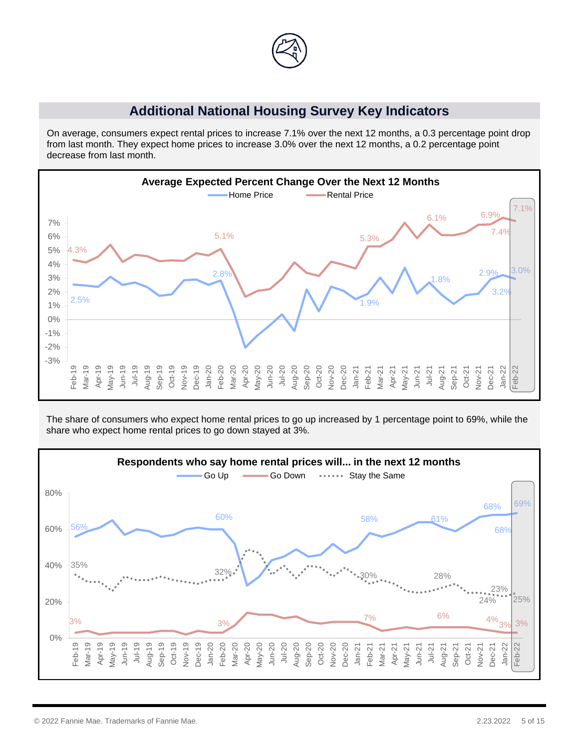## Additional National Housing Survey Key Indicators

On average, consumers expect rental prices to increase 7.1% over the next 12 months, a 0.3 percentage point drop from last month. They expect home prices to increase 3.0% over the next 12 months, a 0.2 percentage point decrease from last month.

**Average Expected Percent Change Over the Next 12 Months**

The share of consumers who expect home rental prices to go up increased by 1 percentage point to 69%, while the share who expect home rental prices to go down stayed at 3%.

**Respondents who say home rental prices will... in the next 12 months**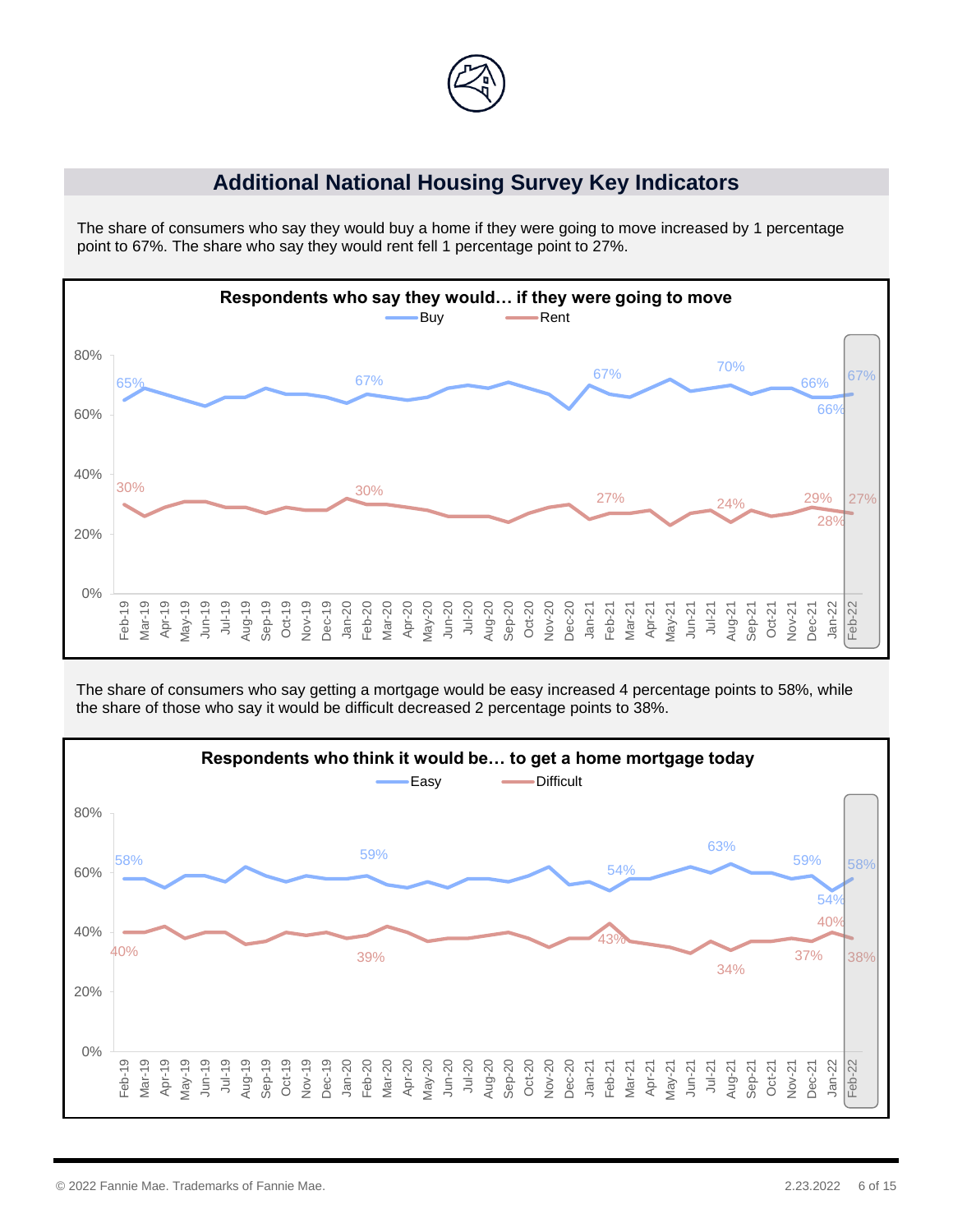## Additional National Housing Survey Key Indicators

The share of consumers who say they would buy a home if they were going to move increased by 1 percentage point to 67%. The share who say they would rent fell 1 percentage point to 27%.

**Respondents who say they would… if they were going to move**

The share of consumers who say getting a mortgage would be easy increased 4 percentage points to 58%, while the share of those who say it would be difficult decreased 2 percentage points to 38%.

**Respondents who think it would be… to get a home mortgage today**

© 2022 Fannie Mae. Trademarks of Fannie Mae.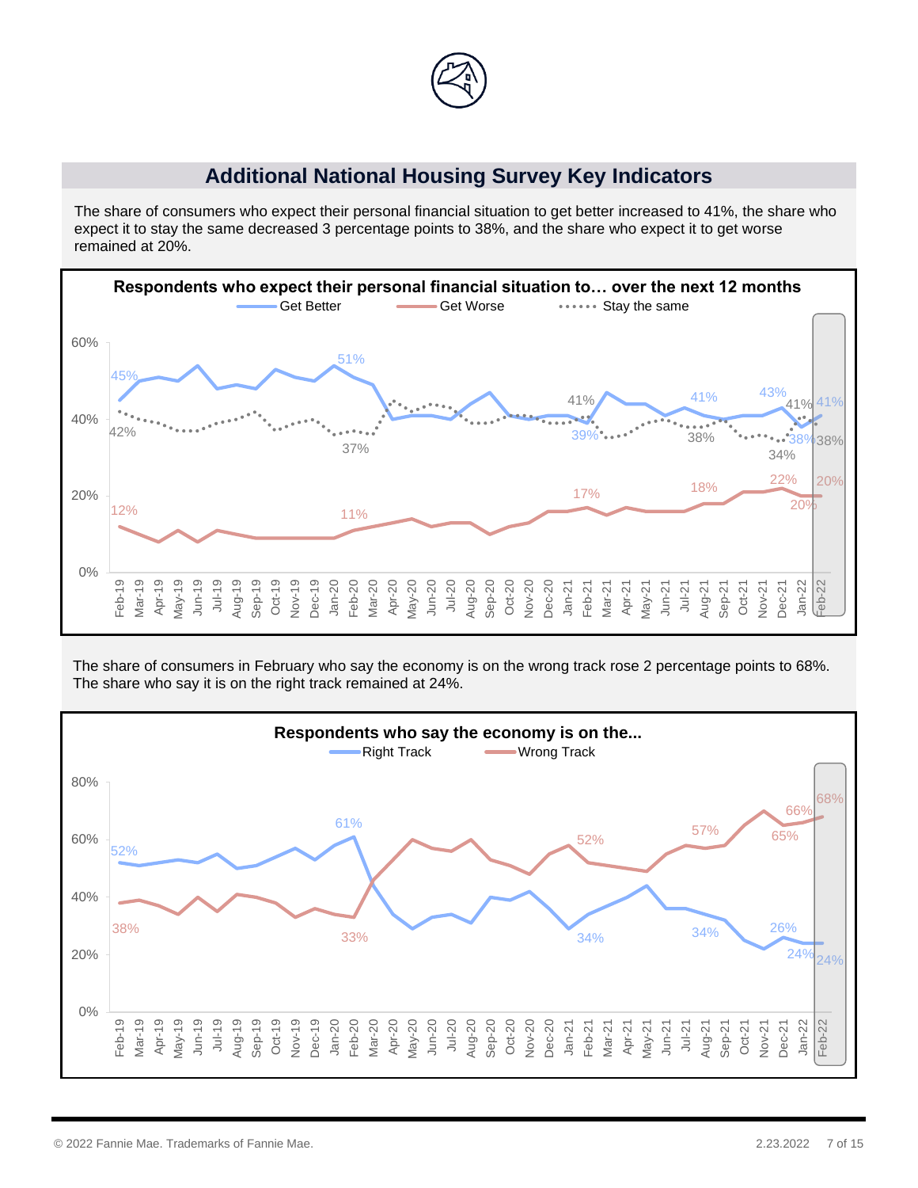## Additional National Housing Survey Key Indicators

The share of consumers who expect their personal financial situation to get better increased to 41%, the share who expect it to stay the same decreased 3 percentage points to 38%, and the share who expect it to get worse remained at 20%.

**Respondents who expect their personal financial situation to… over the next 12 months**

The share of consumers in February who say the economy is on the wrong track rose 2 percentage points to 68%. The share who say it is on the right track remained at 24%.

**Respondents who say the economy is on the...**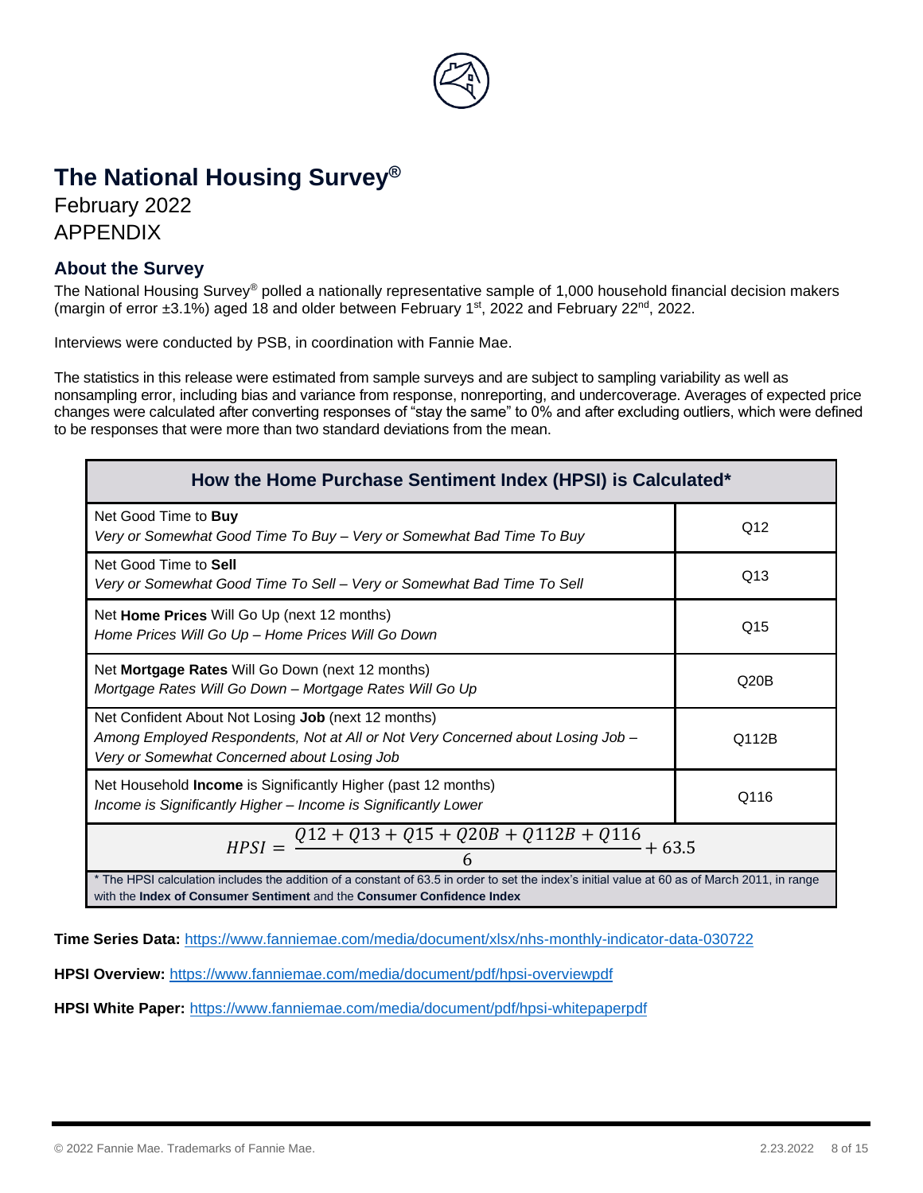# The National Housing Survey®

February 2022

APPENDIX

## About the Survey

The National Housing Survey® polled a nationally representative sample of 1,000 household financial decision makers (margin of error ±3.1%) aged 18 and older between February 1st, 2022 and February 22nd, 2022.

Interviews were conducted by PSB, in coordination with Fannie Mae.

The statistics in this release were estimated from sample surveys and are subject to sampling variability as well as nonsampling error, including bias and variance from response, nonreporting, and undercoverage. Averages of expected price changes were calculated after converting responses of "stay the same" to 0% and after excluding outliers, which were defined to be responses that were more than two standard deviations from the mean.

| How the Home Purchase Sentiment Index (HPSI) is Calculated* | |
|---|---|
| Net Good Time to **Buy**<br>*Very or Somewhat Good Time To Buy – Very or Somewhat Bad Time To Buy* | Q12 |
| Net Good Time to **Sell**<br>*Very or Somewhat Good Time To Sell – Very or Somewhat Bad Time To Sell* | Q13 |
| Net **Home Prices** Will Go Up (next 12 months)<br>*Home Prices Will Go Up – Home Prices Will Go Down* | Q15 |
| Net **Mortgage Rates** Will Go Down (next 12 months)<br>*Mortgage Rates Will Go Down – Mortgage Rates Will Go Up* | Q20B |
| Net Confident About Not Losing **Job** (next 12 months)<br>*Among Employed Respondents, Not at All or Not Very Concerned about Losing Job – Very or Somewhat Concerned about Losing Job* | Q112B |
| Net Household **Income** is Significantly Higher (past 12 months)<br>*Income is Significantly Higher – Income is Significantly Lower* | Q116 |
| $HPSI = \frac{Q12 + Q13 + Q15 + Q20B + Q112B + Q116}{6} + 63.5$ | |

\* The HPSI calculation includes the addition of a constant of 63.5 in order to set the index's initial value at 60 as of March 2011, in range with the **Index of Consumer Sentiment** and the **Consumer Confidence Index**

**Time Series Data:** https://www.fanniemae.com/media/document/xlsx/nhs-monthly-indicator-data-030722

**HPSI Overview:** https://www.fanniemae.com/media/document/pdf/hpsi-overviewpdf

**HPSI White Paper:** https://www.fanniemae.com/media/document/pdf/hpsi-whitepaperpdf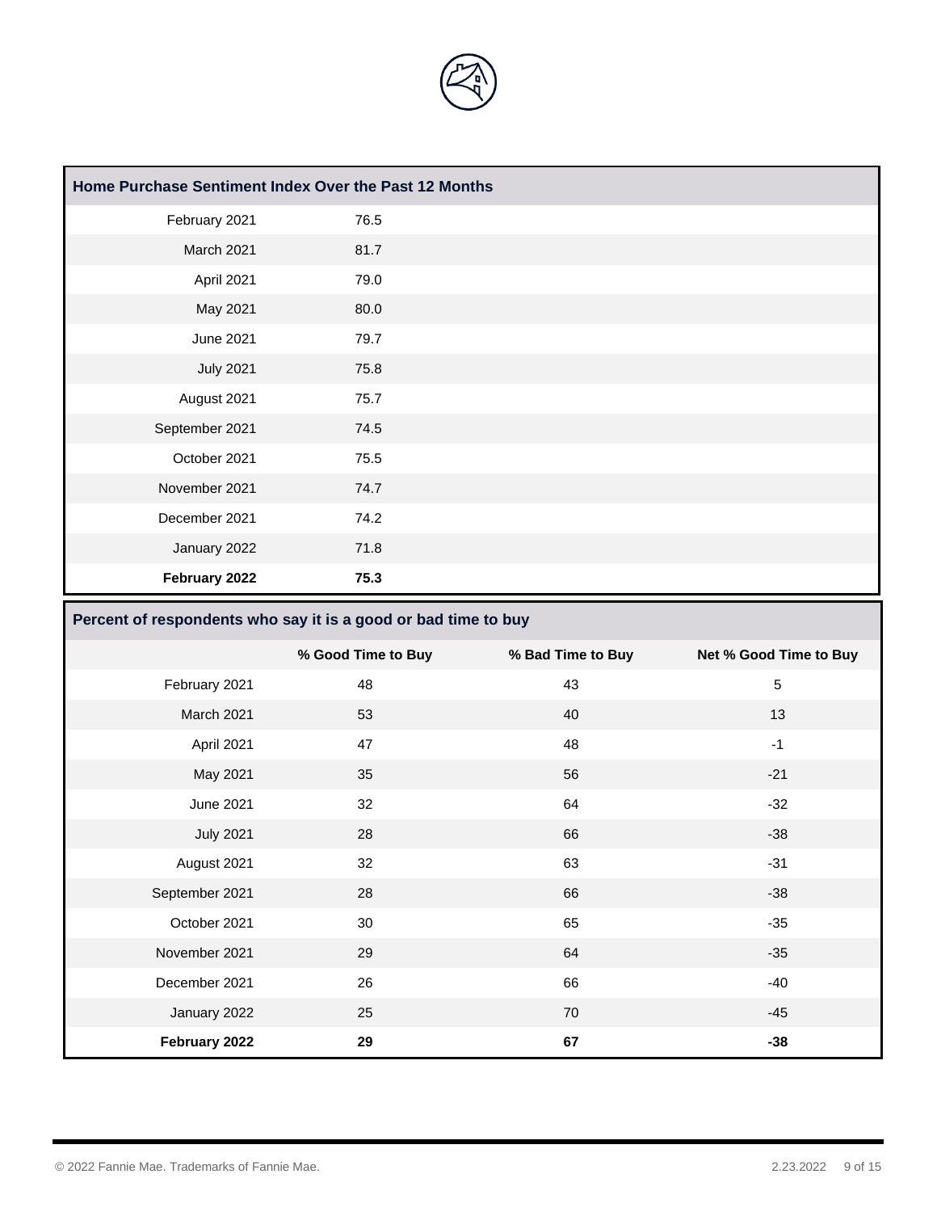## Home Purchase Sentiment Index Over the Past 12 Months

| Month | Index |
|---|---|
| February 2021 | 76.5 |
| March 2021 | 81.7 |
| April 2021 | 79.0 |
| May 2021 | 80.0 |
| June 2021 | 79.7 |
| July 2021 | 75.8 |
| August 2021 | 75.7 |
| September 2021 | 74.5 |
| October 2021 | 75.5 |
| November 2021 | 74.7 |
| December 2021 | 74.2 |
| January 2022 | 71.8 |
| **February 2022** | **75.3** |

## Percent of respondents who say it is a good or bad time to buy

| | % Good Time to Buy | % Bad Time to Buy | Net % Good Time to Buy |
|---|---|---|---|
| February 2021 | 48 | 43 | 5 |
| March 2021 | 53 | 40 | 13 |
| April 2021 | 47 | 48 | -1 |
| May 2021 | 35 | 56 | -21 |
| June 2021 | 32 | 64 | -32 |
| July 2021 | 28 | 66 | -38 |
| August 2021 | 32 | 63 | -31 |
| September 2021 | 28 | 66 | -38 |
| October 2021 | 30 | 65 | -35 |
| November 2021 | 29 | 64 | -35 |
| December 2021 | 26 | 66 | -40 |
| January 2022 | 25 | 70 | -45 |
| **February 2022** | **29** | **67** | **-38** |

© 2022 Fannie Mae. Trademarks of Fannie Mae.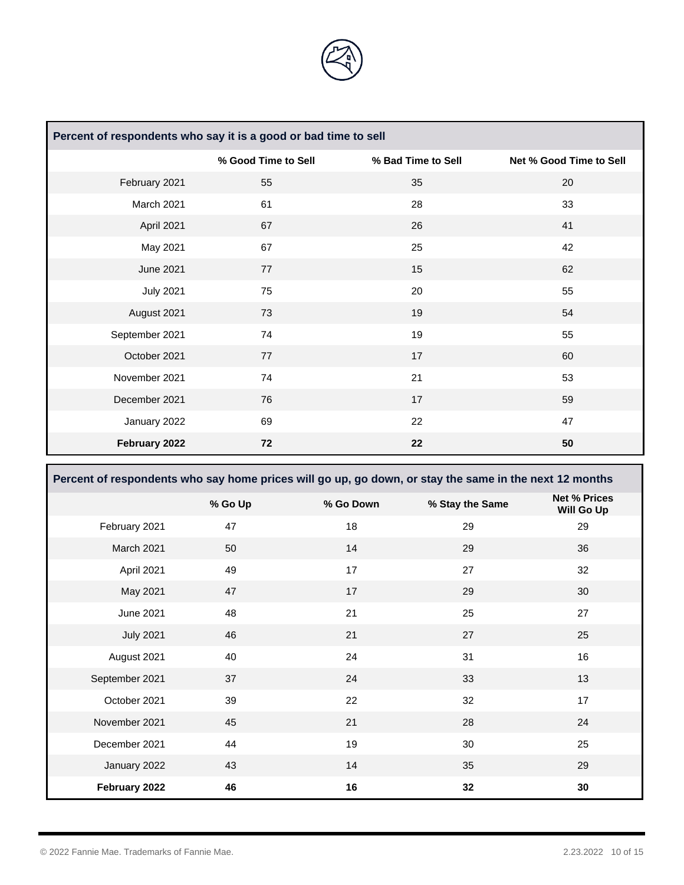| Percent of respondents who say it is a good or bad time to sell | | | |
|---|---|---|---|
| | % Good Time to Sell | % Bad Time to Sell | Net % Good Time to Sell |
| February 2021 | 55 | 35 | 20 |
| March 2021 | 61 | 28 | 33 |
| April 2021 | 67 | 26 | 41 |
| May 2021 | 67 | 25 | 42 |
| June 2021 | 77 | 15 | 62 |
| July 2021 | 75 | 20 | 55 |
| August 2021 | 73 | 19 | 54 |
| September 2021 | 74 | 19 | 55 |
| October 2021 | 77 | 17 | 60 |
| November 2021 | 74 | 21 | 53 |
| December 2021 | 76 | 17 | 59 |
| January 2022 | 69 | 22 | 47 |
| **February 2022** | **72** | **22** | **50** |

| Percent of respondents who say home prices will go up, go down, or stay the same in the next 12 months | | | | |
|---|---|---|---|---|
| | % Go Up | % Go Down | % Stay the Same | Net % Prices Will Go Up |
| February 2021 | 47 | 18 | 29 | 29 |
| March 2021 | 50 | 14 | 29 | 36 |
| April 2021 | 49 | 17 | 27 | 32 |
| May 2021 | 47 | 17 | 29 | 30 |
| June 2021 | 48 | 21 | 25 | 27 |
| July 2021 | 46 | 21 | 27 | 25 |
| August 2021 | 40 | 24 | 31 | 16 |
| September 2021 | 37 | 24 | 33 | 13 |
| October 2021 | 39 | 22 | 32 | 17 |
| November 2021 | 45 | 21 | 28 | 24 |
| December 2021 | 44 | 19 | 30 | 25 |
| January 2022 | 43 | 14 | 35 | 29 |
| **February 2022** | **46** | **16** | **32** | **30** |

© 2022 Fannie Mae. Trademarks of Fannie Mae.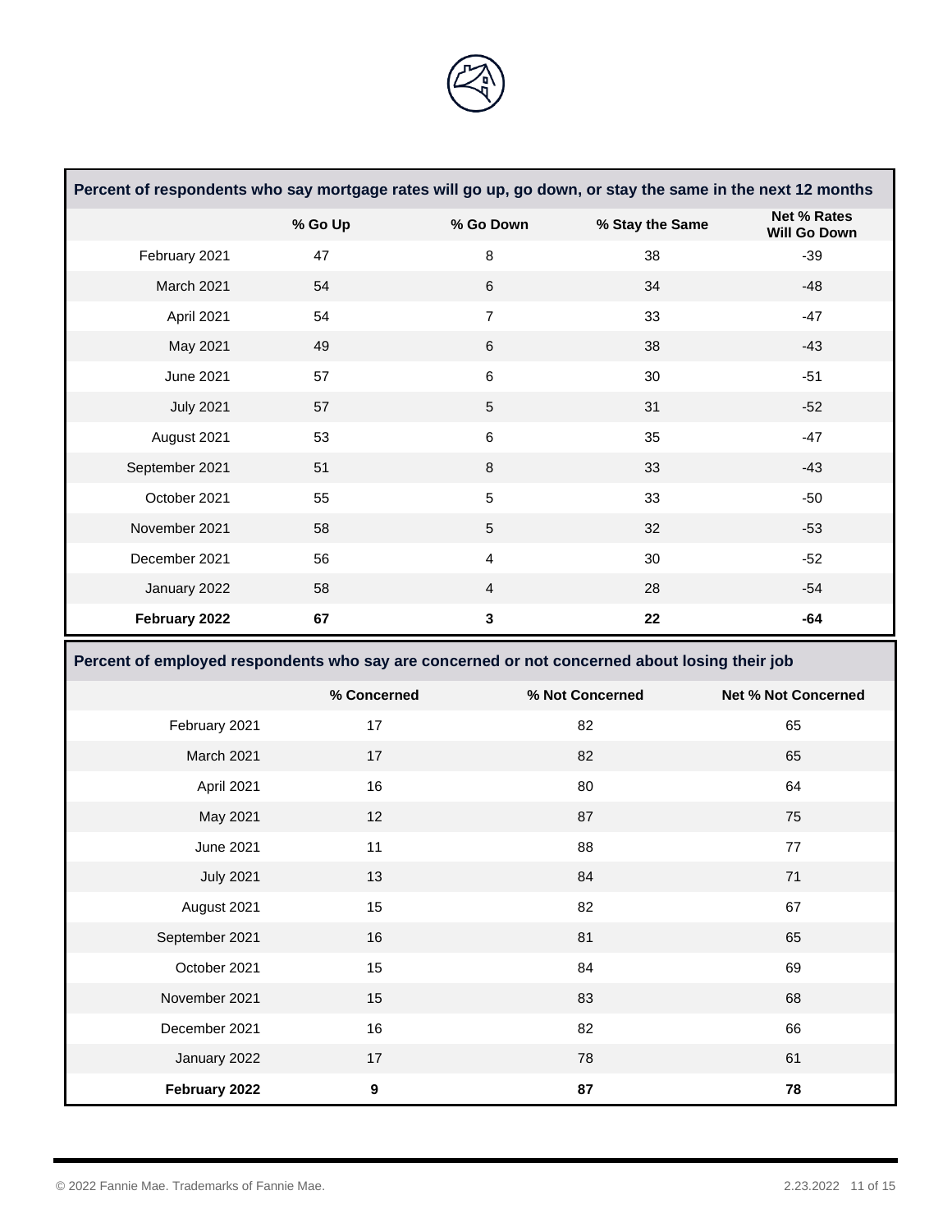| Percent of respondents who say mortgage rates will go up, go down, or stay the same in the next 12 months | | | | |
|---|---|---|---|---|
| | % Go Up | % Go Down | % Stay the Same | Net % Rates Will Go Down |
| February 2021 | 47 | 8 | 38 | -39 |
| March 2021 | 54 | 6 | 34 | -48 |
| April 2021 | 54 | 7 | 33 | -47 |
| May 2021 | 49 | 6 | 38 | -43 |
| June 2021 | 57 | 6 | 30 | -51 |
| July 2021 | 57 | 5 | 31 | -52 |
| August 2021 | 53 | 6 | 35 | -47 |
| September 2021 | 51 | 8 | 33 | -43 |
| October 2021 | 55 | 5 | 33 | -50 |
| November 2021 | 58 | 5 | 32 | -53 |
| December 2021 | 56 | 4 | 30 | -52 |
| January 2022 | 58 | 4 | 28 | -54 |
| **February 2022** | **67** | **3** | **22** | **-64** |

| Percent of employed respondents who say are concerned or not concerned about losing their job | | | |
|---|---|---|---|
| | % Concerned | % Not Concerned | Net % Not Concerned |
| February 2021 | 17 | 82 | 65 |
| March 2021 | 17 | 82 | 65 |
| April 2021 | 16 | 80 | 64 |
| May 2021 | 12 | 87 | 75 |
| June 2021 | 11 | 88 | 77 |
| July 2021 | 13 | 84 | 71 |
| August 2021 | 15 | 82 | 67 |
| September 2021 | 16 | 81 | 65 |
| October 2021 | 15 | 84 | 69 |
| November 2021 | 15 | 83 | 68 |
| December 2021 | 16 | 82 | 66 |
| January 2022 | 17 | 78 | 61 |
| **February 2022** | **9** | **87** | **78** |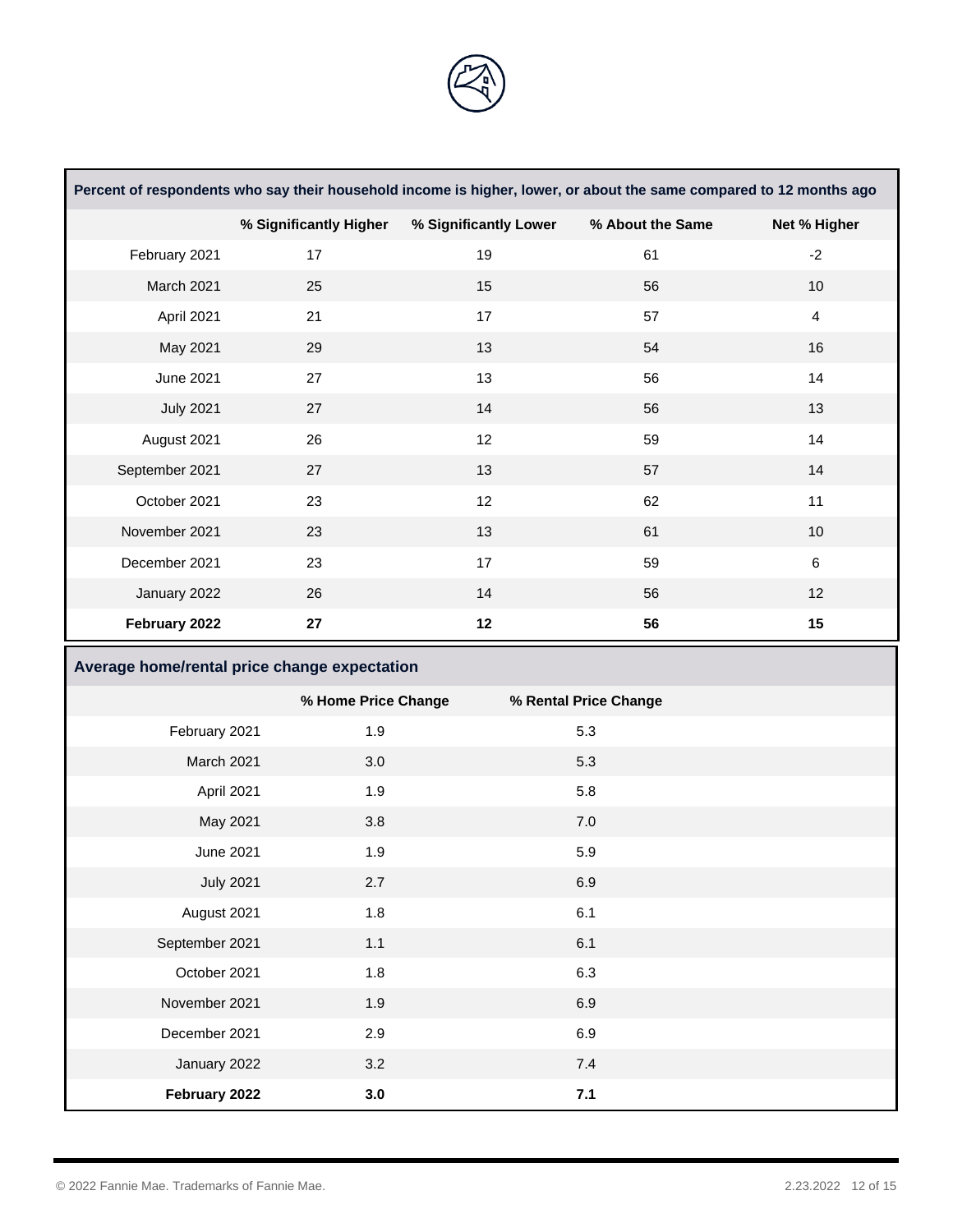| Percent of respondents who say their household income is higher, lower, or about the same compared to 12 months ago | | | | |
|---|---|---|---|---|
| | % Significantly Higher | % Significantly Lower | % About the Same | Net % Higher |
| February 2021 | 17 | 19 | 61 | -2 |
| March 2021 | 25 | 15 | 56 | 10 |
| April 2021 | 21 | 17 | 57 | 4 |
| May 2021 | 29 | 13 | 54 | 16 |
| June 2021 | 27 | 13 | 56 | 14 |
| July 2021 | 27 | 14 | 56 | 13 |
| August 2021 | 26 | 12 | 59 | 14 |
| September 2021 | 27 | 13 | 57 | 14 |
| October 2021 | 23 | 12 | 62 | 11 |
| November 2021 | 23 | 13 | 61 | 10 |
| December 2021 | 23 | 17 | 59 | 6 |
| January 2022 | 26 | 14 | 56 | 12 |
| **February 2022** | **27** | **12** | **56** | **15** |

| Average home/rental price change expectation | | |
|---|---|---|
| | % Home Price Change | % Rental Price Change |
| February 2021 | 1.9 | 5.3 |
| March 2021 | 3.0 | 5.3 |
| April 2021 | 1.9 | 5.8 |
| May 2021 | 3.8 | 7.0 |
| June 2021 | 1.9 | 5.9 |
| July 2021 | 2.7 | 6.9 |
| August 2021 | 1.8 | 6.1 |
| September 2021 | 1.1 | 6.1 |
| October 2021 | 1.8 | 6.3 |
| November 2021 | 1.9 | 6.9 |
| December 2021 | 2.9 | 6.9 |
| January 2022 | 3.2 | 7.4 |
| **February 2022** | **3.0** | **7.1** |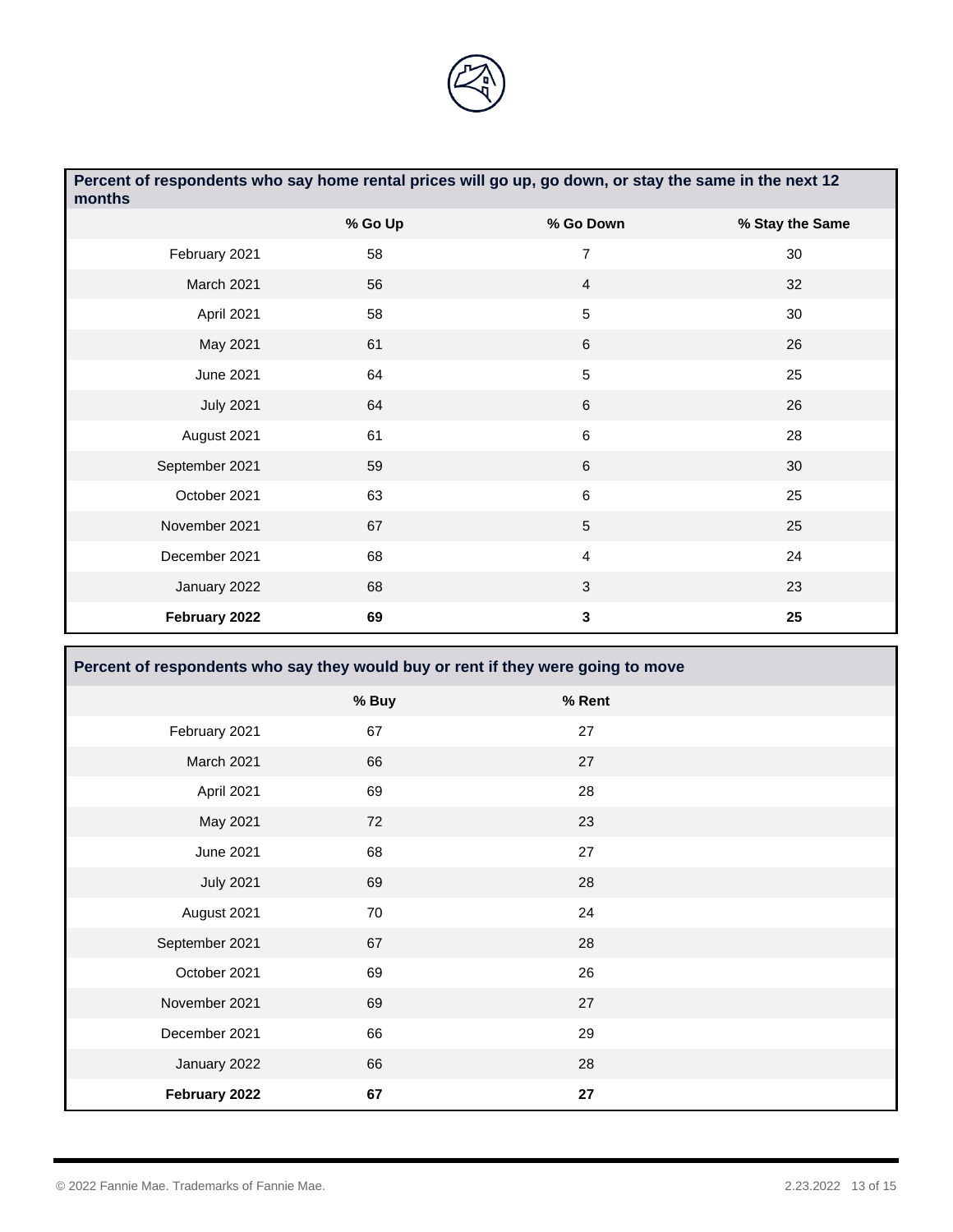| Percent of respondents who say home rental prices will go up, go down, or stay the same in the next 12 months | | | |
|---|---|---|---|
| | % Go Up | % Go Down | % Stay the Same |
| February 2021 | 58 | 7 | 30 |
| March 2021 | 56 | 4 | 32 |
| April 2021 | 58 | 5 | 30 |
| May 2021 | 61 | 6 | 26 |
| June 2021 | 64 | 5 | 25 |
| July 2021 | 64 | 6 | 26 |
| August 2021 | 61 | 6 | 28 |
| September 2021 | 59 | 6 | 30 |
| October 2021 | 63 | 6 | 25 |
| November 2021 | 67 | 5 | 25 |
| December 2021 | 68 | 4 | 24 |
| January 2022 | 68 | 3 | 23 |
| **February 2022** | **69** | **3** | **25** |

| Percent of respondents who say they would buy or rent if they were going to move | | |
|---|---|---|
| | % Buy | % Rent |
| February 2021 | 67 | 27 |
| March 2021 | 66 | 27 |
| April 2021 | 69 | 28 |
| May 2021 | 72 | 23 |
| June 2021 | 68 | 27 |
| July 2021 | 69 | 28 |
| August 2021 | 70 | 24 |
| September 2021 | 67 | 28 |
| October 2021 | 69 | 26 |
| November 2021 | 69 | 27 |
| December 2021 | 66 | 29 |
| January 2022 | 66 | 28 |
| **February 2022** | **67** | **27** |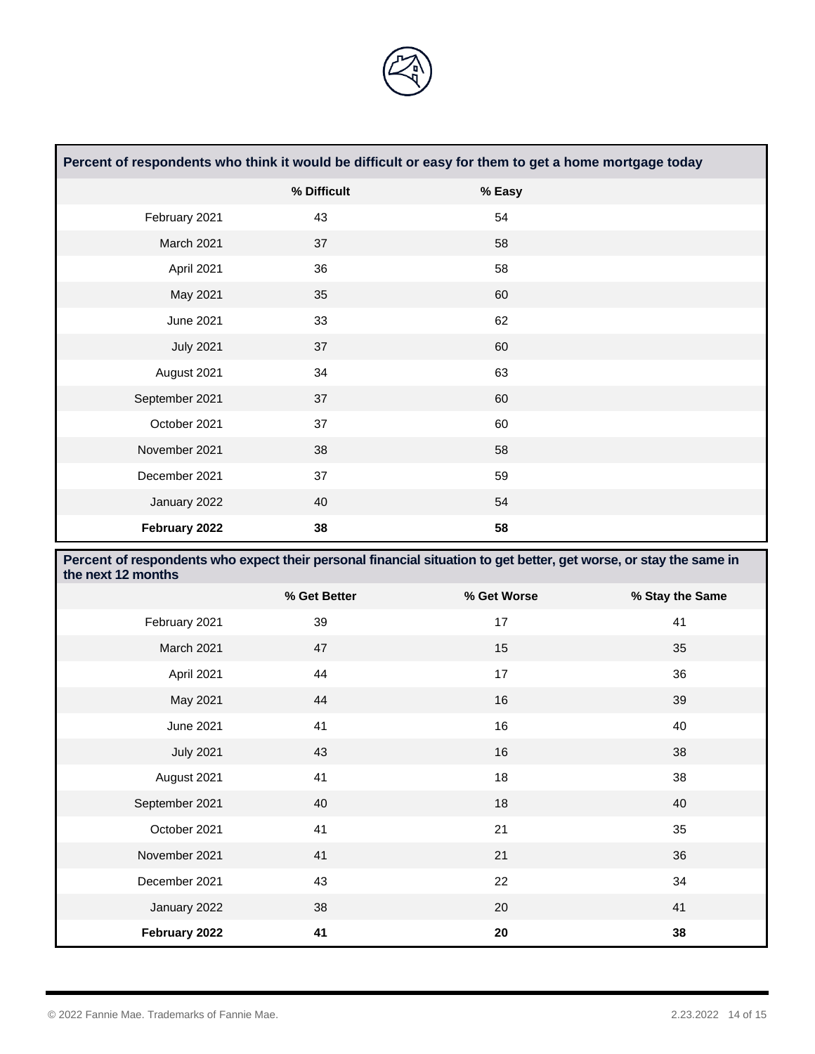| Percent of respondents who think it would be difficult or easy for them to get a home mortgage today | | |
|---|---|---|
| | % Difficult | % Easy |
| February 2021 | 43 | 54 |
| March 2021 | 37 | 58 |
| April 2021 | 36 | 58 |
| May 2021 | 35 | 60 |
| June 2021 | 33 | 62 |
| July 2021 | 37 | 60 |
| August 2021 | 34 | 63 |
| September 2021 | 37 | 60 |
| October 2021 | 37 | 60 |
| November 2021 | 38 | 58 |
| December 2021 | 37 | 59 |
| January 2022 | 40 | 54 |
| **February 2022** | **38** | **58** |

| Percent of respondents who expect their personal financial situation to get better, get worse, or stay the same in the next 12 months | | | |
|---|---|---|---|
| | % Get Better | % Get Worse | % Stay the Same |
| February 2021 | 39 | 17 | 41 |
| March 2021 | 47 | 15 | 35 |
| April 2021 | 44 | 17 | 36 |
| May 2021 | 44 | 16 | 39 |
| June 2021 | 41 | 16 | 40 |
| July 2021 | 43 | 16 | 38 |
| August 2021 | 41 | 18 | 38 |
| September 2021 | 40 | 18 | 40 |
| October 2021 | 41 | 21 | 35 |
| November 2021 | 41 | 21 | 36 |
| December 2021 | 43 | 22 | 34 |
| January 2022 | 38 | 20 | 41 |
| **February 2022** | **41** | **20** | **38** |

© 2022 Fannie Mae. Trademarks of Fannie Mae.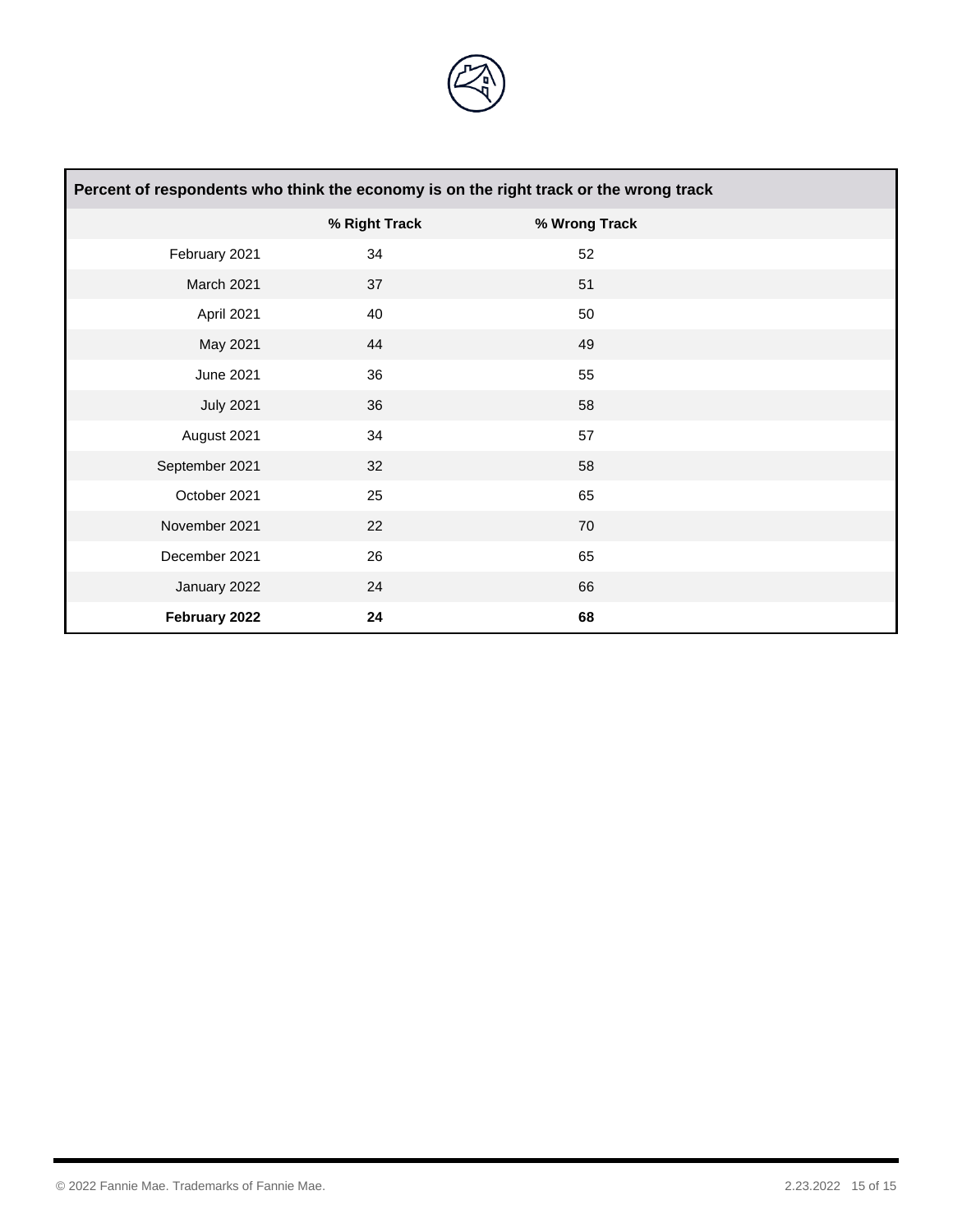**Percent of respondents who think the economy is on the right track or the wrong track**

| | % Right Track | % Wrong Track |
|---|---|---|
| February 2021 | 34 | 52 |
| March 2021 | 37 | 51 |
| April 2021 | 40 | 50 |
| May 2021 | 44 | 49 |
| June 2021 | 36 | 55 |
| July 2021 | 36 | 58 |
| August 2021 | 34 | 57 |
| September 2021 | 32 | 58 |
| October 2021 | 25 | 65 |
| November 2021 | 22 | 70 |
| December 2021 | 26 | 65 |
| January 2022 | 24 | 66 |
| **February 2022** | **24** | **68** |

© 2022 Fannie Mae. Trademarks of Fannie Mae.